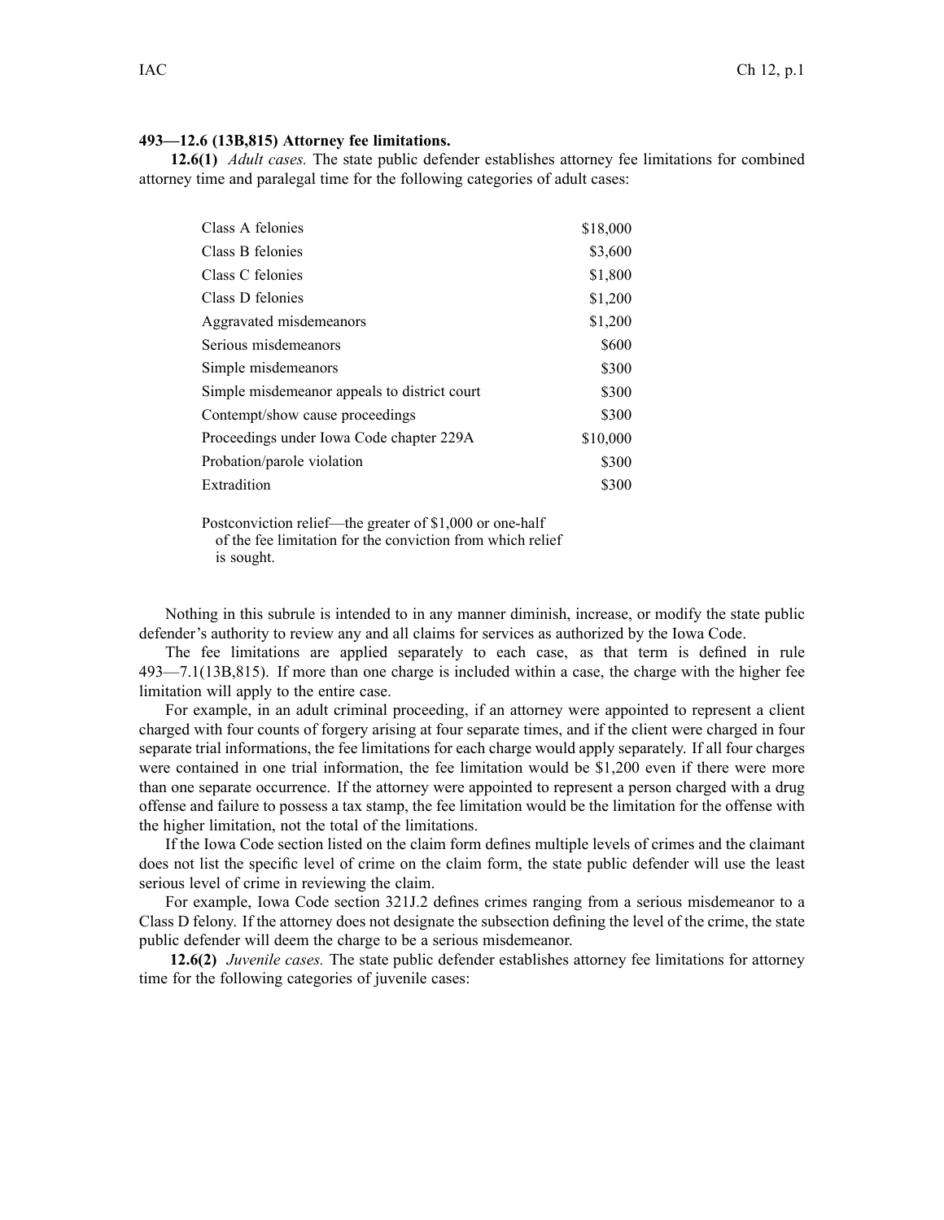**493—12.6 (13B,815) Attorney fee limitations.**

**12.6(1)** *Adult cases.* The state public defender establishes attorney fee limitations for combined attorney time and paralegal time for the following categories of adult cases:

| | |
|---|---:|
| Class A felonies | $18,000 |
| Class B felonies | $3,600 |
| Class C felonies | $1,800 |
| Class D felonies | $1,200 |
| Aggravated misdemeanors | $1,200 |
| Serious misdemeanors | $600 |
| Simple misdemeanors | $300 |
| Simple misdemeanor appeals to district court | $300 |
| Contempt/show cause proceedings | $300 |
| Proceedings under Iowa Code chapter 229A | $10,000 |
| Probation/parole violation | $300 |
| Extradition | $300 |

Postconviction relief—the greater of $1,000 or one-half of the fee limitation for the conviction from which relief is sought.

Nothing in this subrule is intended to in any manner diminish, increase, or modify the state public defender's authority to review any and all claims for services as authorized by the Iowa Code.

The fee limitations are applied separately to each case, as that term is defined in rule 493—7.1(13B,815). If more than one charge is included within a case, the charge with the higher fee limitation will apply to the entire case.

For example, in an adult criminal proceeding, if an attorney were appointed to represent a client charged with four counts of forgery arising at four separate times, and if the client were charged in four separate trial informations, the fee limitations for each charge would apply separately. If all four charges were contained in one trial information, the fee limitation would be $1,200 even if there were more than one separate occurrence. If the attorney were appointed to represent a person charged with a drug offense and failure to possess a tax stamp, the fee limitation would be the limitation for the offense with the higher limitation, not the total of the limitations.

If the Iowa Code section listed on the claim form defines multiple levels of crimes and the claimant does not list the specific level of crime on the claim form, the state public defender will use the least serious level of crime in reviewing the claim.

For example, Iowa Code section 321J.2 defines crimes ranging from a serious misdemeanor to a Class D felony. If the attorney does not designate the subsection defining the level of the crime, the state public defender will deem the charge to be a serious misdemeanor.

**12.6(2)** *Juvenile cases.* The state public defender establishes attorney fee limitations for attorney time for the following categories of juvenile cases: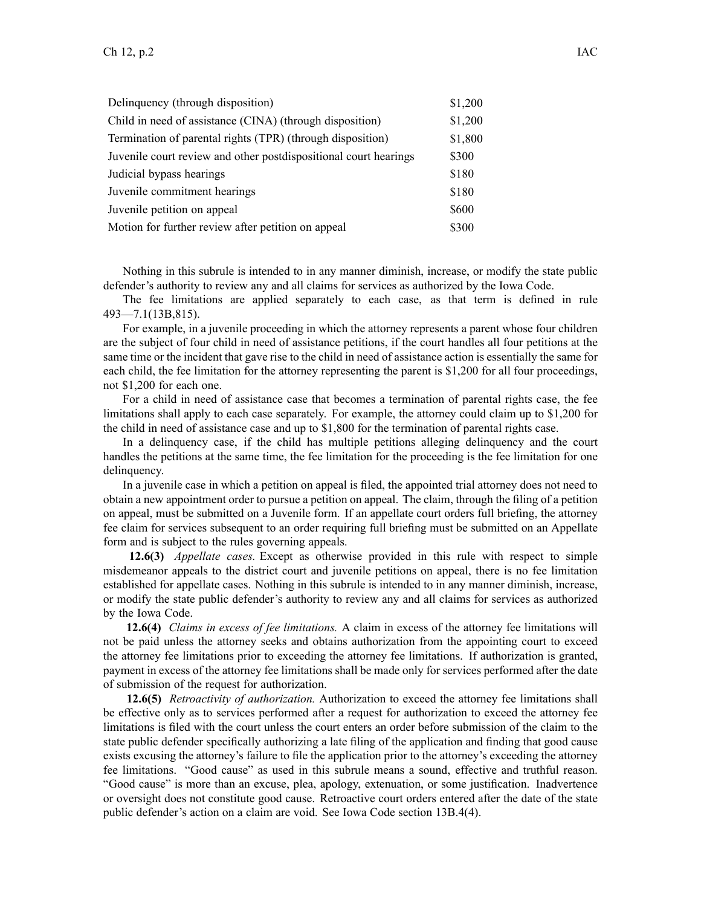| | |
|---|---|
| Delinquency (through disposition) | $1,200 |
| Child in need of assistance (CINA) (through disposition) | $1,200 |
| Termination of parental rights (TPR) (through disposition) | $1,800 |
| Juvenile court review and other postdispositional court hearings | $300 |
| Judicial bypass hearings | $180 |
| Juvenile commitment hearings | $180 |
| Juvenile petition on appeal | $600 |
| Motion for further review after petition on appeal | $300 |

Nothing in this subrule is intended to in any manner diminish, increase, or modify the state public defender's authority to review any and all claims for services as authorized by the Iowa Code.

The fee limitations are applied separately to each case, as that term is defined in rule 493—7.1(13B,815).

For example, in a juvenile proceeding in which the attorney represents a parent whose four children are the subject of four child in need of assistance petitions, if the court handles all four petitions at the same time or the incident that gave rise to the child in need of assistance action is essentially the same for each child, the fee limitation for the attorney representing the parent is $1,200 for all four proceedings, not $1,200 for each one.

For a child in need of assistance case that becomes a termination of parental rights case, the fee limitations shall apply to each case separately. For example, the attorney could claim up to $1,200 for the child in need of assistance case and up to $1,800 for the termination of parental rights case.

In a delinquency case, if the child has multiple petitions alleging delinquency and the court handles the petitions at the same time, the fee limitation for the proceeding is the fee limitation for one delinquency.

In a juvenile case in which a petition on appeal is filed, the appointed trial attorney does not need to obtain a new appointment order to pursue a petition on appeal. The claim, through the filing of a petition on appeal, must be submitted on a Juvenile form. If an appellate court orders full briefing, the attorney fee claim for services subsequent to an order requiring full briefing must be submitted on an Appellate form and is subject to the rules governing appeals.

**12.6(3)** *Appellate cases.* Except as otherwise provided in this rule with respect to simple misdemeanor appeals to the district court and juvenile petitions on appeal, there is no fee limitation established for appellate cases. Nothing in this subrule is intended to in any manner diminish, increase, or modify the state public defender's authority to review any and all claims for services as authorized by the Iowa Code.

**12.6(4)** *Claims in excess of fee limitations.* A claim in excess of the attorney fee limitations will not be paid unless the attorney seeks and obtains authorization from the appointing court to exceed the attorney fee limitations prior to exceeding the attorney fee limitations. If authorization is granted, payment in excess of the attorney fee limitations shall be made only for services performed after the date of submission of the request for authorization.

**12.6(5)** *Retroactivity of authorization.* Authorization to exceed the attorney fee limitations shall be effective only as to services performed after a request for authorization to exceed the attorney fee limitations is filed with the court unless the court enters an order before submission of the claim to the state public defender specifically authorizing a late filing of the application and finding that good cause exists excusing the attorney's failure to file the application prior to the attorney's exceeding the attorney fee limitations. "Good cause" as used in this subrule means a sound, effective and truthful reason. "Good cause" is more than an excuse, plea, apology, extenuation, or some justification. Inadvertence or oversight does not constitute good cause. Retroactive court orders entered after the date of the state public defender's action on a claim are void. See Iowa Code section 13B.4(4).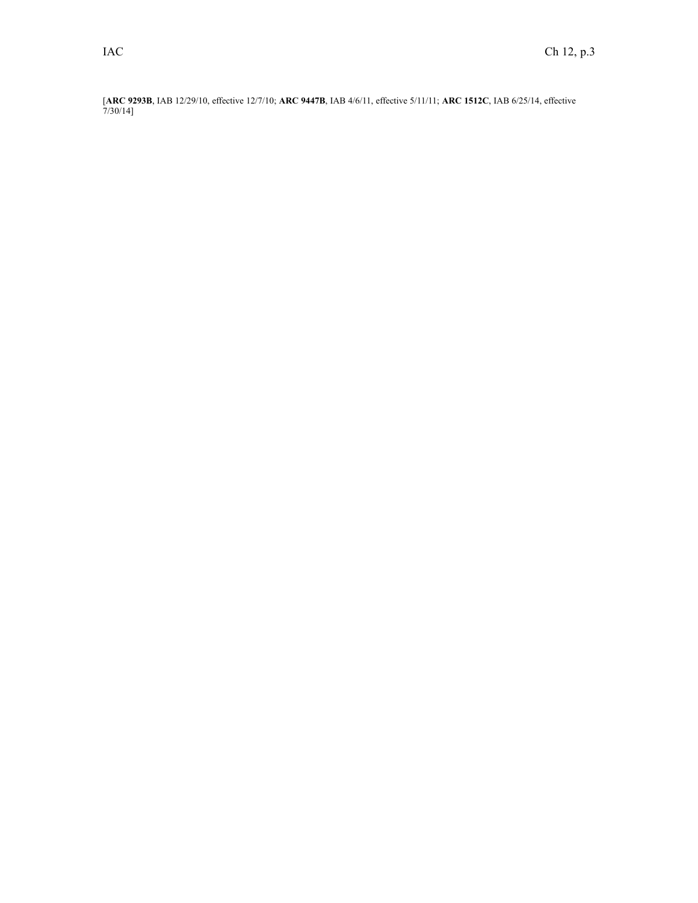[**ARC 9293B**, IAB 12/29/10, effective 12/7/10; **ARC 9447B**, IAB 4/6/11, effective 5/11/11; **ARC 1512C**, IAB 6/25/14, effective 7/30/14]